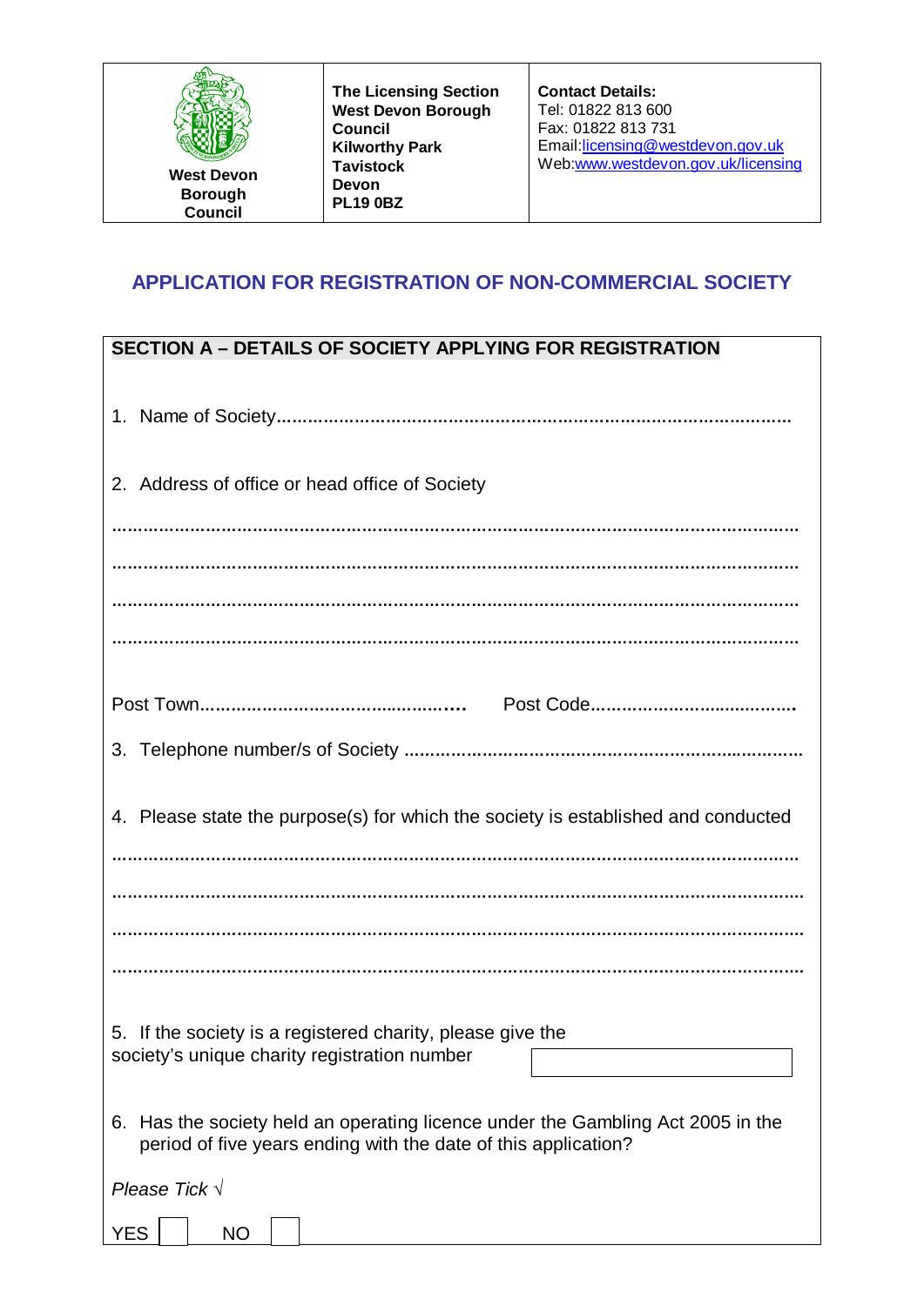| West Devon Borough Council | **The Licensing Section**<br>**West Devon Borough Council**<br>**Kilworthy Park**<br>**Tavistock**<br>**Devon**<br>**PL19 0BZ** | **Contact Details:**<br>Tel: 01822 813 600<br>Fax: 01822 813 731<br>Email:licensing@westdevon.gov.uk<br>Web:www.westdevon.gov.uk/licensing |
|---|---|---|

# APPLICATION FOR REGISTRATION OF NON-COMMERCIAL SOCIETY

## SECTION A – DETAILS OF SOCIETY APPLYING FOR REGISTRATION

1. Name of Society..................................................................................................

2. Address of office or head office of Society

.......................................................................................................................

.......................................................................................................................

.......................................................................................................................

.......................................................................................................................

Post Town................................................. Post Code.......................................

3. Telephone number/s of Society ............................................................................

4. Please state the purpose(s) for which the society is established and conducted

.......................................................................................................................

.......................................................................................................................

.......................................................................................................................

.......................................................................................................................

5. If the society is a registered charity, please give the society's unique charity registration number [ ]

6. Has the society held an operating licence under the Gambling Act 2005 in the period of five years ending with the date of this application?

*Please Tick √*

YES [ ] NO [ ]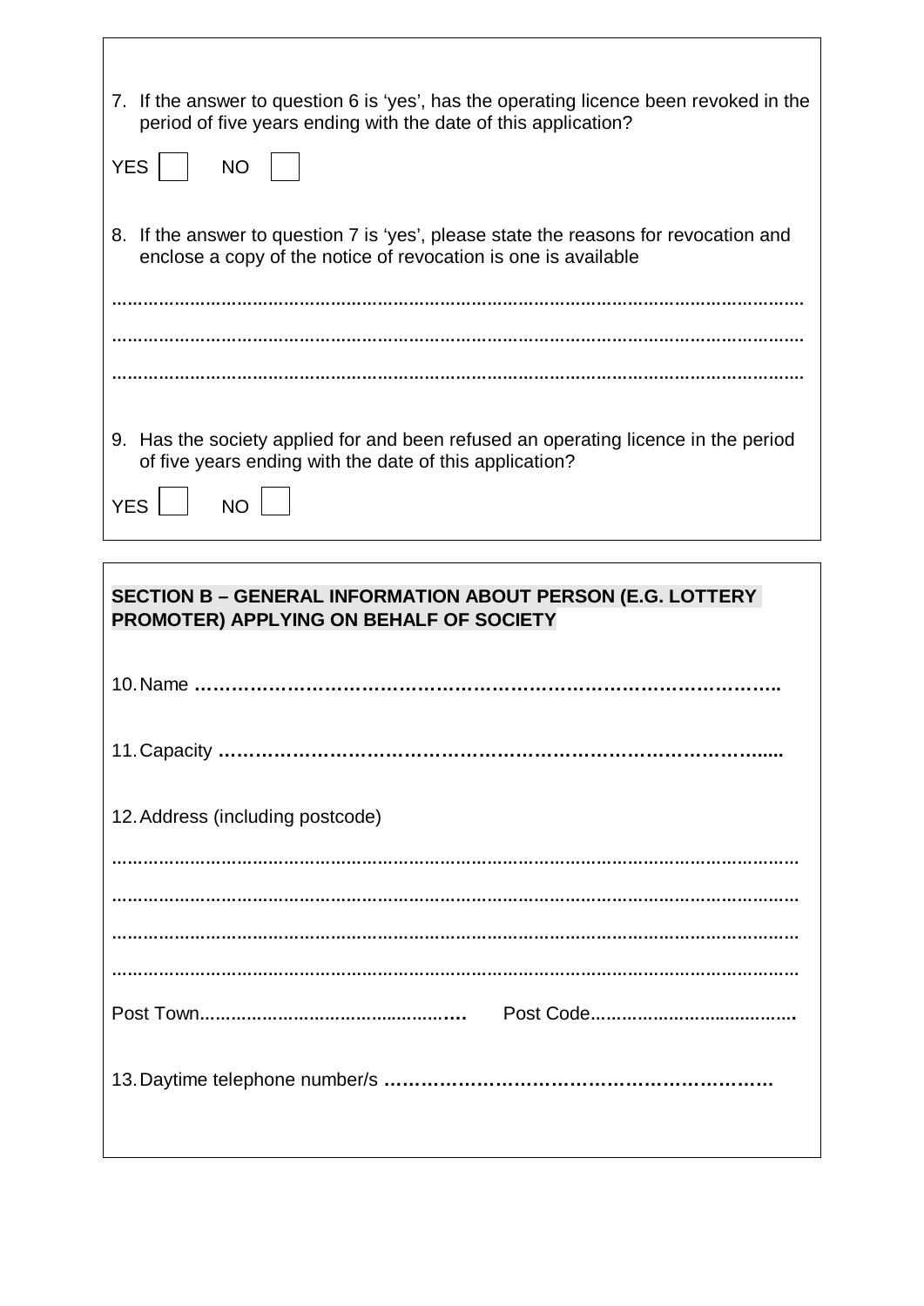7. If the answer to question 6 is 'yes', has the operating licence been revoked in the period of five years ending with the date of this application?

YES ☐ NO ☐

8. If the answer to question 7 is 'yes', please state the reasons for revocation and enclose a copy of the notice of revocation is one is available

.......................................................................................................................................

.......................................................................................................................................

.......................................................................................................................................

9. Has the society applied for and been refused an operating licence in the period of five years ending with the date of this application?

YES ☐ NO ☐

**SECTION B – GENERAL INFORMATION ABOUT PERSON (E.G. LOTTERY PROMOTER) APPLYING ON BEHALF OF SOCIETY**

10. Name ………………………………………………………………………………..

11. Capacity ……………………………………………………………………………....

12. Address (including postcode)

.......................................................................................................................................

.......................................................................................................................................

.......................................................................................................................................

.......................................................................................................................................

Post Town.................................................... Post Code.......................................

13. Daytime telephone number/s ……………………………………………………….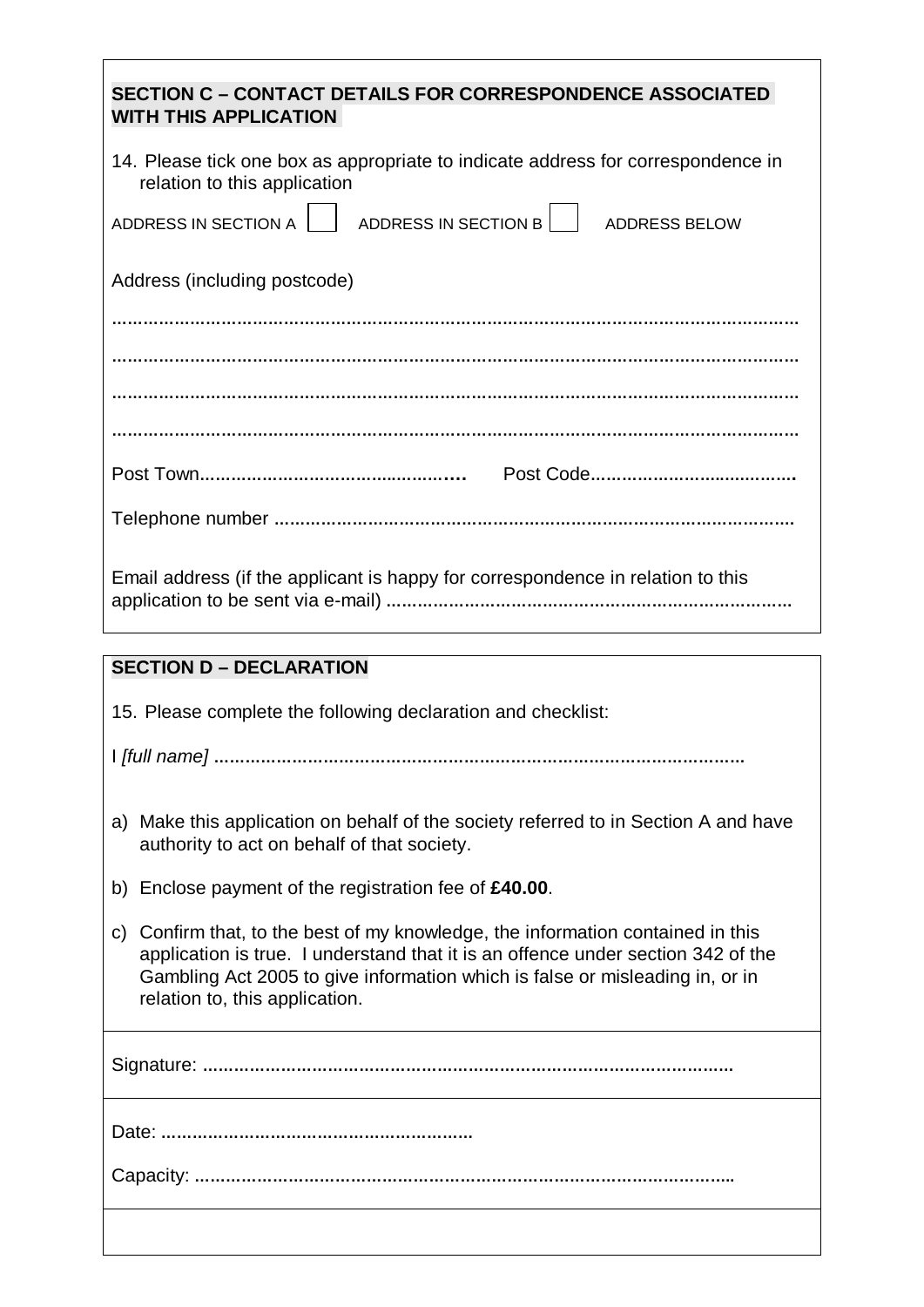## SECTION C – CONTACT DETAILS FOR CORRESPONDENCE ASSOCIATED WITH THIS APPLICATION

14. Please tick one box as appropriate to indicate address for correspondence in relation to this application

ADDRESS IN SECTION A ☐ ADDRESS IN SECTION B ☐ ADDRESS BELOW

Address (including postcode)

..........................................................................................................................

..........................................................................................................................

..........................................................................................................................

..........................................................................................................................

Post Town.................................................... Post Code........................................

Telephone number ....................................................................................................

Email address (if the applicant is happy for correspondence in relation to this application to be sent via e-mail) ..............................................................................

## SECTION D – DECLARATION

15. Please complete the following declaration and checklist:

I *[full name]* ....................................................................................................

a) Make this application on behalf of the society referred to in Section A and have authority to act on behalf of that society.

b) Enclose payment of the registration fee of **£40.00**.

c) Confirm that, to the best of my knowledge, the information contained in this application is true. I understand that it is an offence under section 342 of the Gambling Act 2005 to give information which is false or misleading in, or in relation to, this application.

Signature: ......................................................................................................

Date: ...........................................................

Capacity: .......................................................................................................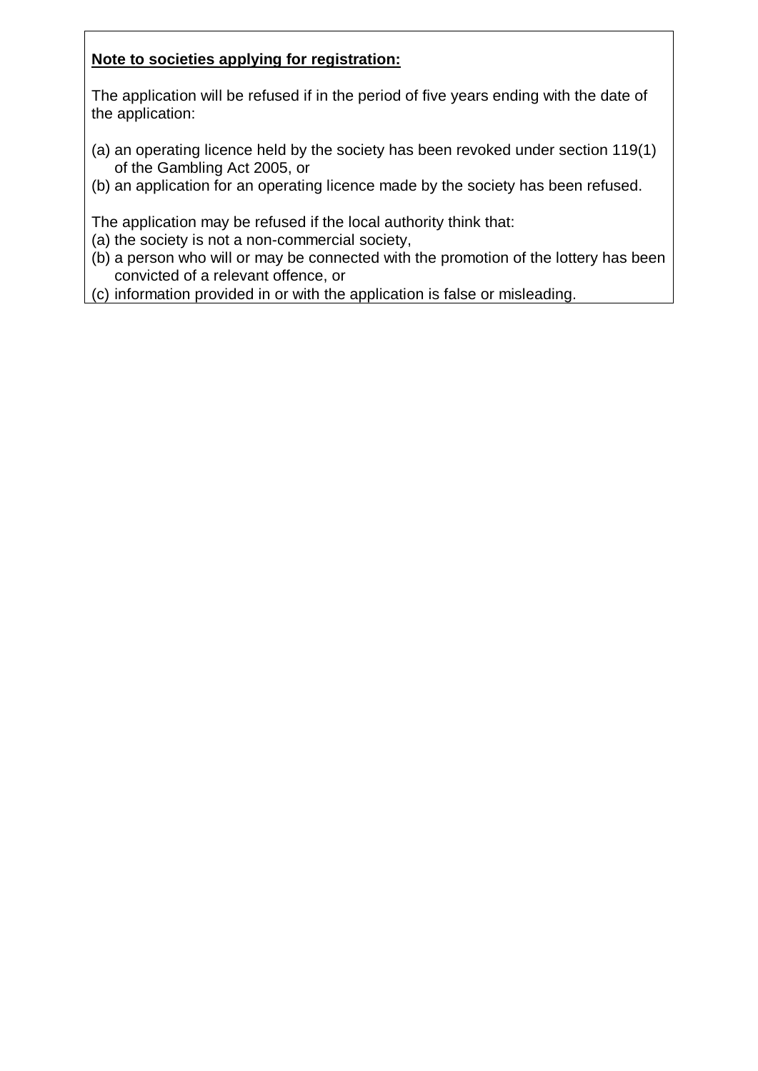**<u>Note to societies applying for registration:</u>**

The application will be refused if in the period of five years ending with the date of the application:

(a) an operating licence held by the society has been revoked under section 119(1) of the Gambling Act 2005, or
(b) an application for an operating licence made by the society has been refused.

The application may be refused if the local authority think that:
(a) the society is not a non-commercial society,
(b) a person who will or may be connected with the promotion of the lottery has been convicted of a relevant offence, or
(c) information provided in or with the application is false or misleading.